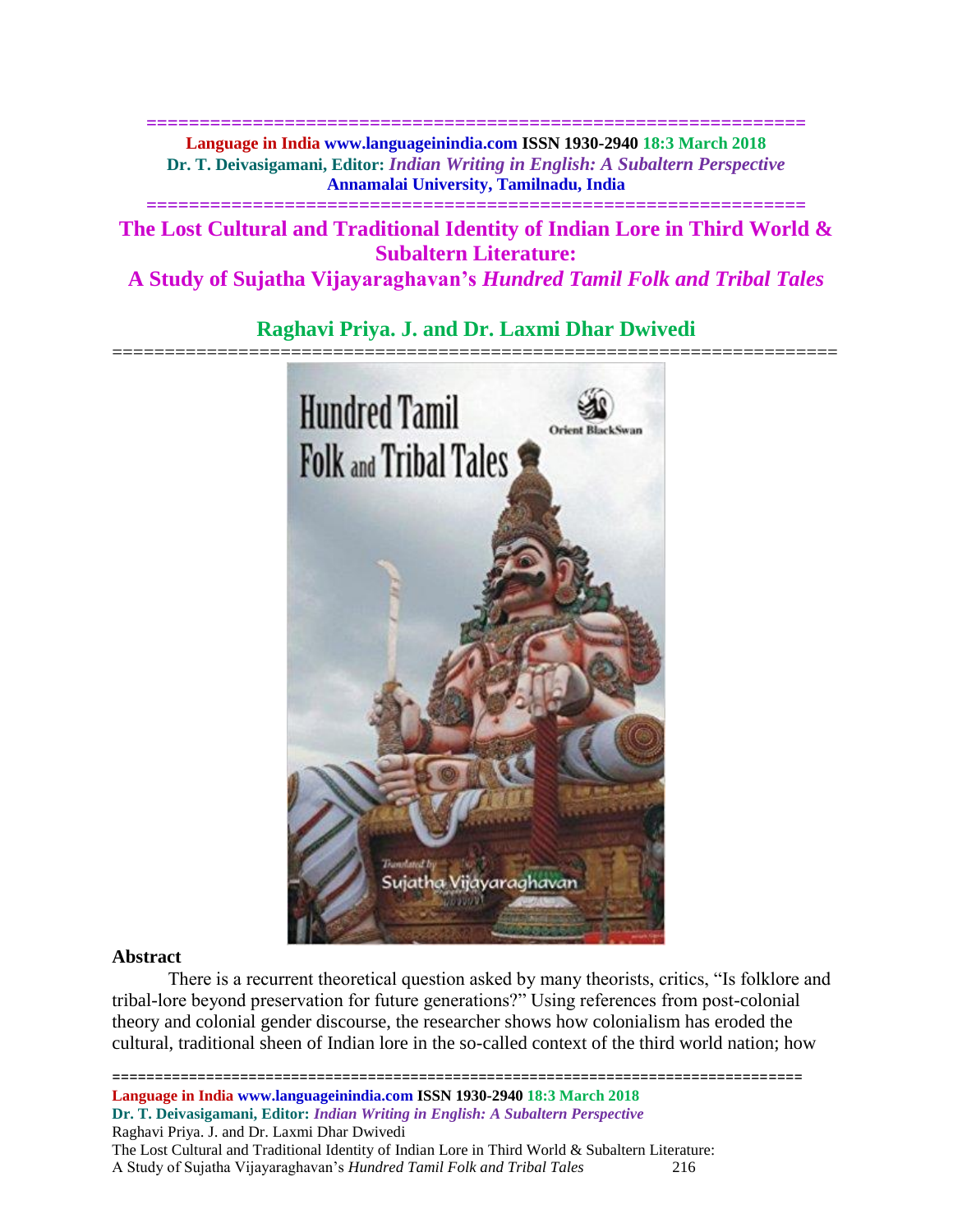# The Lost Cultural and Traditional Identity of Indian Lore in Third World & Subaltern Literature:

## A Study of Sujatha Vijayaraghavan's *Hundred Tamil Folk and Tribal Tales*

### Raghavi Priya. J. and Dr. Laxmi Dhar Dwivedi

### Abstract

There is a recurrent theoretical question asked by many theorists, critics, "Is folklore and tribal-lore beyond preservation for future generations?" Using references from post-colonial theory and colonial gender discourse, the researcher shows how colonialism has eroded the cultural, traditional sheen of Indian lore in the so-called context of the third world nation; how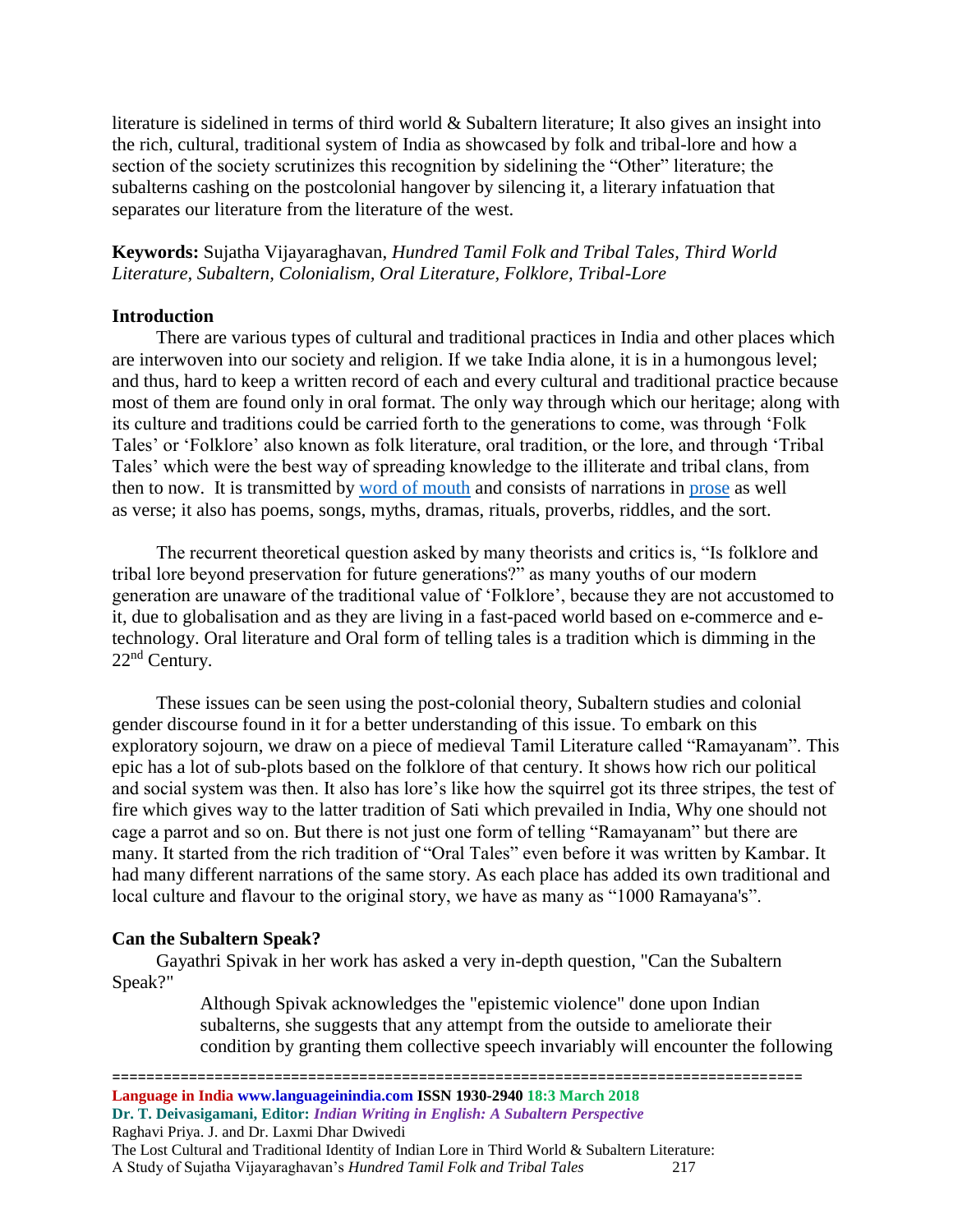literature is sidelined in terms of third world & Subaltern literature; It also gives an insight into the rich, cultural, traditional system of India as showcased by folk and tribal-lore and how a section of the society scrutinizes this recognition by sidelining the "Other" literature; the subalterns cashing on the postcolonial hangover by silencing it, a literary infatuation that separates our literature from the literature of the west.

**Keywords:** Sujatha Vijayaraghavan, *Hundred Tamil Folk and Tribal Tales, Third World Literature, Subaltern, Colonialism, Oral Literature, Folklore, Tribal-Lore*

## Introduction

There are various types of cultural and traditional practices in India and other places which are interwoven into our society and religion. If we take India alone, it is in a humongous level; and thus, hard to keep a written record of each and every cultural and traditional practice because most of them are found only in oral format. The only way through which our heritage; along with its culture and traditions could be carried forth to the generations to come, was through 'Folk Tales' or 'Folklore' also known as folk literature, oral tradition, or the lore, and through 'Tribal Tales' which were the best way of spreading knowledge to the illiterate and tribal clans, from then to now. It is transmitted by word of mouth and consists of narrations in prose as well as verse; it also has poems, songs, myths, dramas, rituals, proverbs, riddles, and the sort.

The recurrent theoretical question asked by many theorists and critics is, "Is folklore and tribal lore beyond preservation for future generations?" as many youths of our modern generation are unaware of the traditional value of 'Folklore', because they are not accustomed to it, due to globalisation and as they are living in a fast-paced world based on e-commerce and e-technology. Oral literature and Oral form of telling tales is a tradition which is dimming in the 22nd Century.

These issues can be seen using the post-colonial theory, Subaltern studies and colonial gender discourse found in it for a better understanding of this issue. To embark on this exploratory sojourn, we draw on a piece of medieval Tamil Literature called "Ramayanam". This epic has a lot of sub-plots based on the folklore of that century. It shows how rich our political and social system was then. It also has lore's like how the squirrel got its three stripes, the test of fire which gives way to the latter tradition of Sati which prevailed in India, Why one should not cage a parrot and so on. But there is not just one form of telling "Ramayanam" but there are many. It started from the rich tradition of "Oral Tales" even before it was written by Kambar. It had many different narrations of the same story. As each place has added its own traditional and local culture and flavour to the original story, we have as many as "1000 Ramayana's".

## Can the Subaltern Speak?

Gayathri Spivak in her work has asked a very in-depth question, "Can the Subaltern Speak?"

> Although Spivak acknowledges the "epistemic violence" done upon Indian subalterns, she suggests that any attempt from the outside to ameliorate their condition by granting them collective speech invariably will encounter the following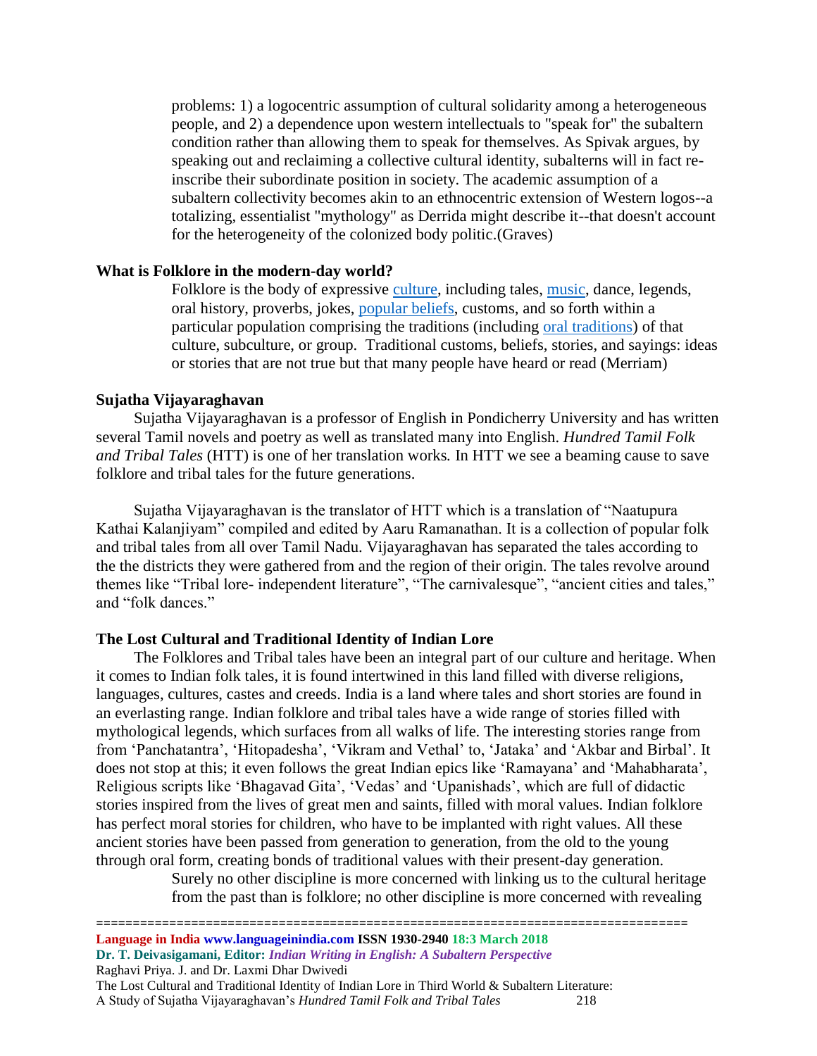problems: 1) a logocentric assumption of cultural solidarity among a heterogeneous people, and 2) a dependence upon western intellectuals to "speak for" the subaltern condition rather than allowing them to speak for themselves. As Spivak argues, by speaking out and reclaiming a collective cultural identity, subalterns will in fact re-inscribe their subordinate position in society. The academic assumption of a subaltern collectivity becomes akin to an ethnocentric extension of Western logos--a totalizing, essentialist "mythology" as Derrida might describe it--that doesn't account for the heterogeneity of the colonized body politic.(Graves)

**What is Folklore in the modern-day world?**

> Folklore is the body of expressive culture, including tales, music, dance, legends, oral history, proverbs, jokes, popular beliefs, customs, and so forth within a particular population comprising the traditions (including oral traditions) of that culture, subculture, or group. Traditional customs, beliefs, stories, and sayings: ideas or stories that are not true but that many people have heard or read (Merriam)

**Sujatha Vijayaraghavan**

Sujatha Vijayaraghavan is a professor of English in Pondicherry University and has written several Tamil novels and poetry as well as translated many into English. *Hundred Tamil Folk and Tribal Tales* (HTT) is one of her translation works. In HTT we see a beaming cause to save folklore and tribal tales for the future generations.

Sujatha Vijayaraghavan is the translator of HTT which is a translation of "Naatupura Kathai Kalanjiyam" compiled and edited by Aaru Ramanathan. It is a collection of popular folk and tribal tales from all over Tamil Nadu. Vijayaraghavan has separated the tales according to the the districts they were gathered from and the region of their origin. The tales revolve around themes like "Tribal lore- independent literature", "The carnivalesque", "ancient cities and tales," and "folk dances."

**The Lost Cultural and Traditional Identity of Indian Lore**

The Folklores and Tribal tales have been an integral part of our culture and heritage. When it comes to Indian folk tales, it is found intertwined in this land filled with diverse religions, languages, cultures, castes and creeds. India is a land where tales and short stories are found in an everlasting range. Indian folklore and tribal tales have a wide range of stories filled with mythological legends, which surfaces from all walks of life. The interesting stories range from from 'Panchatantra', 'Hitopadesha', 'Vikram and Vethal' to, 'Jataka' and 'Akbar and Birbal'. It does not stop at this; it even follows the great Indian epics like 'Ramayana' and 'Mahabharata', Religious scripts like 'Bhagavad Gita', 'Vedas' and 'Upanishads', which are full of didactic stories inspired from the lives of great men and saints, filled with moral values. Indian folklore has perfect moral stories for children, who have to be implanted with right values. All these ancient stories have been passed from generation to generation, from the old to the young through oral form, creating bonds of traditional values with their present-day generation.

> Surely no other discipline is more concerned with linking us to the cultural heritage from the past than is folklore; no other discipline is more concerned with revealing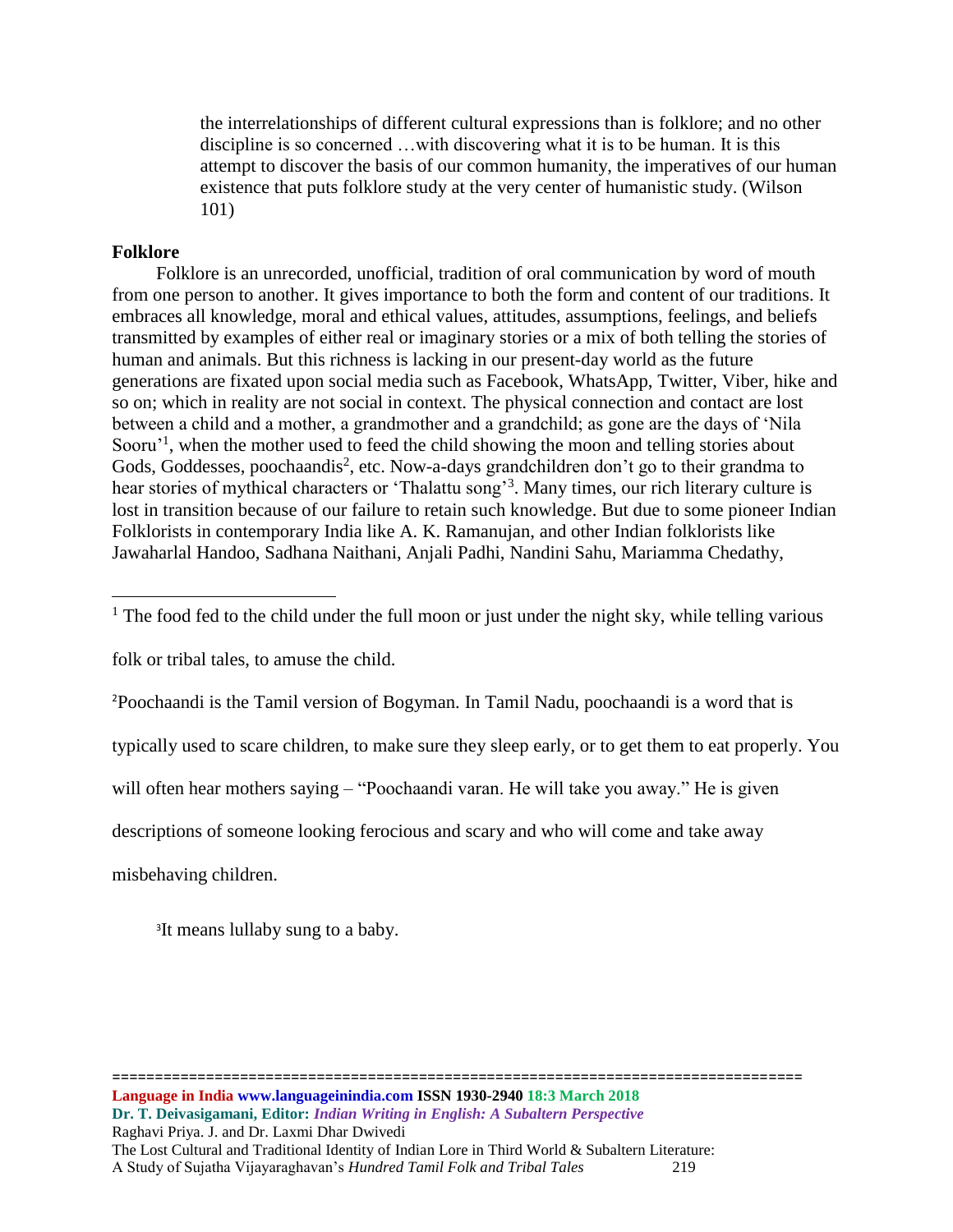> the interrelationships of different cultural expressions than is folklore; and no other discipline is so concerned …with discovering what it is to be human. It is this attempt to discover the basis of our common humanity, the imperatives of our human existence that puts folklore study at the very center of humanistic study. (Wilson 101)

**Folklore**

Folklore is an unrecorded, unofficial, tradition of oral communication by word of mouth from one person to another. It gives importance to both the form and content of our traditions. It embraces all knowledge, moral and ethical values, attitudes, assumptions, feelings, and beliefs transmitted by examples of either real or imaginary stories or a mix of both telling the stories of human and animals. But this richness is lacking in our present-day world as the future generations are fixated upon social media such as Facebook, WhatsApp, Twitter, Viber, hike and so on; which in reality are not social in context. The physical connection and contact are lost between a child and a mother, a grandmother and a grandchild; as gone are the days of 'Nila Sooru'[1], when the mother used to feed the child showing the moon and telling stories about Gods, Goddesses, poochaandis[2], etc. Now-a-days grandchildren don't go to their grandma to hear stories of mythical characters or 'Thalattu song'[3]. Many times, our rich literary culture is lost in transition because of our failure to retain such knowledge. But due to some pioneer Indian Folklorists in contemporary India like A. K. Ramanujan, and other Indian folklorists like Jawaharlal Handoo, Sadhana Naithani, Anjali Padhi, Nandini Sahu, Mariamma Chedathy,

---

[1] The food fed to the child under the full moon or just under the night sky, while telling various folk or tribal tales, to amuse the child.

[2] Poochaandi is the Tamil version of Bogyman. In Tamil Nadu, poochaandi is a word that is typically used to scare children, to make sure they sleep early, or to get them to eat properly. You will often hear mothers saying – "Poochaandi varan. He will take you away." He is given descriptions of someone looking ferocious and scary and who will come and take away misbehaving children.

[3] It means lullaby sung to a baby.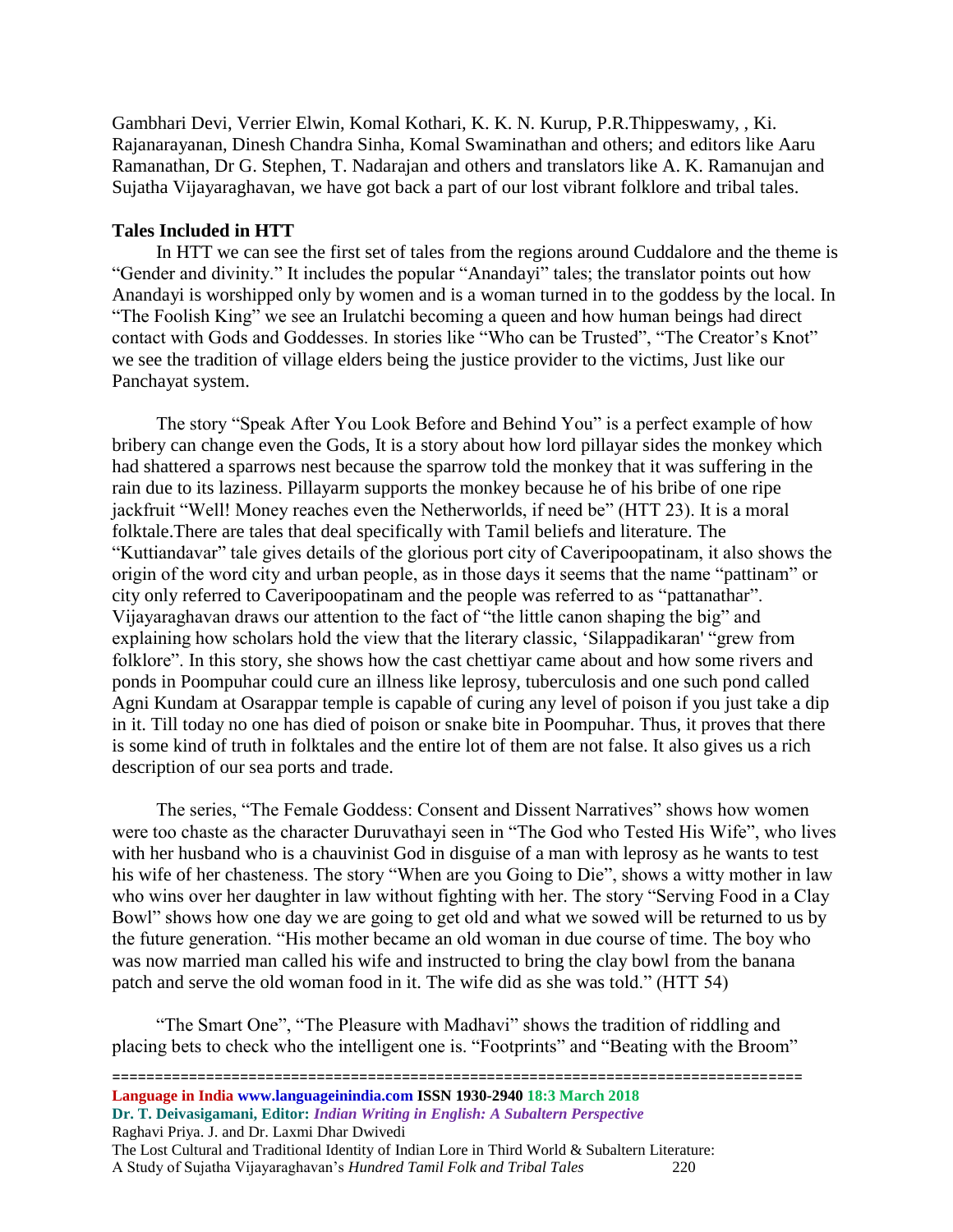Gambhari Devi, Verrier Elwin, Komal Kothari, K. K. N. Kurup, P.R.Thippeswamy, , Ki. Rajanarayanan, Dinesh Chandra Sinha, Komal Swaminathan and others; and editors like Aaru Ramanathan, Dr G. Stephen, T. Nadarajan and others and translators like A. K. Ramanujan and Sujatha Vijayaraghavan, we have got back a part of our lost vibrant folklore and tribal tales.

**Tales Included in HTT**

In HTT we can see the first set of tales from the regions around Cuddalore and the theme is "Gender and divinity." It includes the popular "Anandayi" tales; the translator points out how Anandayi is worshipped only by women and is a woman turned in to the goddess by the local. In "The Foolish King" we see an Irulatchi becoming a queen and how human beings had direct contact with Gods and Goddesses. In stories like "Who can be Trusted", "The Creator's Knot" we see the tradition of village elders being the justice provider to the victims, Just like our Panchayat system.

The story "Speak After You Look Before and Behind You" is a perfect example of how bribery can change even the Gods, It is a story about how lord pillayar sides the monkey which had shattered a sparrows nest because the sparrow told the monkey that it was suffering in the rain due to its laziness. Pillayarm supports the monkey because he of his bribe of one ripe jackfruit "Well! Money reaches even the Netherworlds, if need be" (HTT 23). It is a moral folktale.There are tales that deal specifically with Tamil beliefs and literature. The "Kuttiandavar" tale gives details of the glorious port city of Caveripoopatinam, it also shows the origin of the word city and urban people, as in those days it seems that the name "pattinam" or city only referred to Caveripoopatinam and the people was referred to as "pattanathar". Vijayaraghavan draws our attention to the fact of "the little canon shaping the big" and explaining how scholars hold the view that the literary classic, 'Silappadikaran' "grew from folklore". In this story, she shows how the cast chettiyar came about and how some rivers and ponds in Poompuhar could cure an illness like leprosy, tuberculosis and one such pond called Agni Kundam at Osarappar temple is capable of curing any level of poison if you just take a dip in it. Till today no one has died of poison or snake bite in Poompuhar. Thus, it proves that there is some kind of truth in folktales and the entire lot of them are not false. It also gives us a rich description of our sea ports and trade.

The series, "The Female Goddess: Consent and Dissent Narratives" shows how women were too chaste as the character Duruvathayi seen in "The God who Tested His Wife", who lives with her husband who is a chauvinist God in disguise of a man with leprosy as he wants to test his wife of her chasteness. The story "When are you Going to Die", shows a witty mother in law who wins over her daughter in law without fighting with her. The story "Serving Food in a Clay Bowl" shows how one day we are going to get old and what we sowed will be returned to us by the future generation. "His mother became an old woman in due course of time. The boy who was now married man called his wife and instructed to bring the clay bowl from the banana patch and serve the old woman food in it. The wife did as she was told." (HTT 54)

"The Smart One", "The Pleasure with Madhavi" shows the tradition of riddling and placing bets to check who the intelligent one is. "Footprints" and "Beating with the Broom"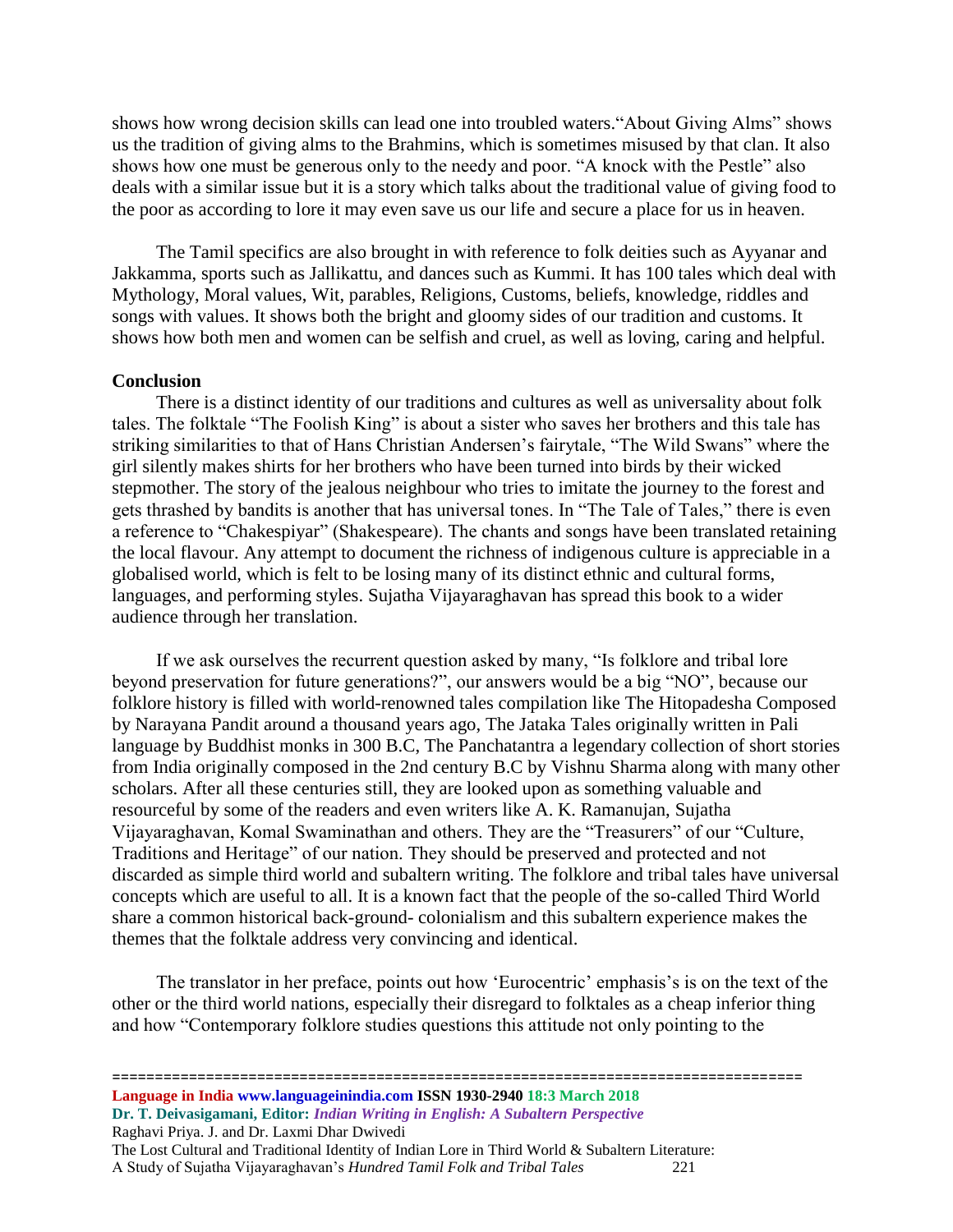shows how wrong decision skills can lead one into troubled waters."About Giving Alms" shows us the tradition of giving alms to the Brahmins, which is sometimes misused by that clan. It also shows how one must be generous only to the needy and poor. "A knock with the Pestle" also deals with a similar issue but it is a story which talks about the traditional value of giving food to the poor as according to lore it may even save us our life and secure a place for us in heaven.

The Tamil specifics are also brought in with reference to folk deities such as Ayyanar and Jakkamma, sports such as Jallikattu, and dances such as Kummi. It has 100 tales which deal with Mythology, Moral values, Wit, parables, Religions, Customs, beliefs, knowledge, riddles and songs with values. It shows both the bright and gloomy sides of our tradition and customs. It shows how both men and women can be selfish and cruel, as well as loving, caring and helpful.

**Conclusion**

There is a distinct identity of our traditions and cultures as well as universality about folk tales. The folktale "The Foolish King" is about a sister who saves her brothers and this tale has striking similarities to that of Hans Christian Andersen's fairytale, "The Wild Swans" where the girl silently makes shirts for her brothers who have been turned into birds by their wicked stepmother. The story of the jealous neighbour who tries to imitate the journey to the forest and gets thrashed by bandits is another that has universal tones. In "The Tale of Tales," there is even a reference to "Chakespiyar" (Shakespeare). The chants and songs have been translated retaining the local flavour. Any attempt to document the richness of indigenous culture is appreciable in a globalised world, which is felt to be losing many of its distinct ethnic and cultural forms, languages, and performing styles. Sujatha Vijayaraghavan has spread this book to a wider audience through her translation.

If we ask ourselves the recurrent question asked by many, "Is folklore and tribal lore beyond preservation for future generations?", our answers would be a big "NO", because our folklore history is filled with world-renowned tales compilation like The Hitopadesha Composed by Narayana Pandit around a thousand years ago, The Jataka Tales originally written in Pali language by Buddhist monks in 300 B.C, The Panchatantra a legendary collection of short stories from India originally composed in the 2nd century B.C by Vishnu Sharma along with many other scholars. After all these centuries still, they are looked upon as something valuable and resourceful by some of the readers and even writers like A. K. Ramanujan, Sujatha Vijayaraghavan, Komal Swaminathan and others. They are the "Treasurers" of our "Culture, Traditions and Heritage" of our nation. They should be preserved and protected and not discarded as simple third world and subaltern writing. The folklore and tribal tales have universal concepts which are useful to all. It is a known fact that the people of the so-called Third World share a common historical back-ground- colonialism and this subaltern experience makes the themes that the folktale address very convincing and identical.

The translator in her preface, points out how 'Eurocentric' emphasis's is on the text of the other or the third world nations, especially their disregard to folktales as a cheap inferior thing and how "Contemporary folklore studies questions this attitude not only pointing to the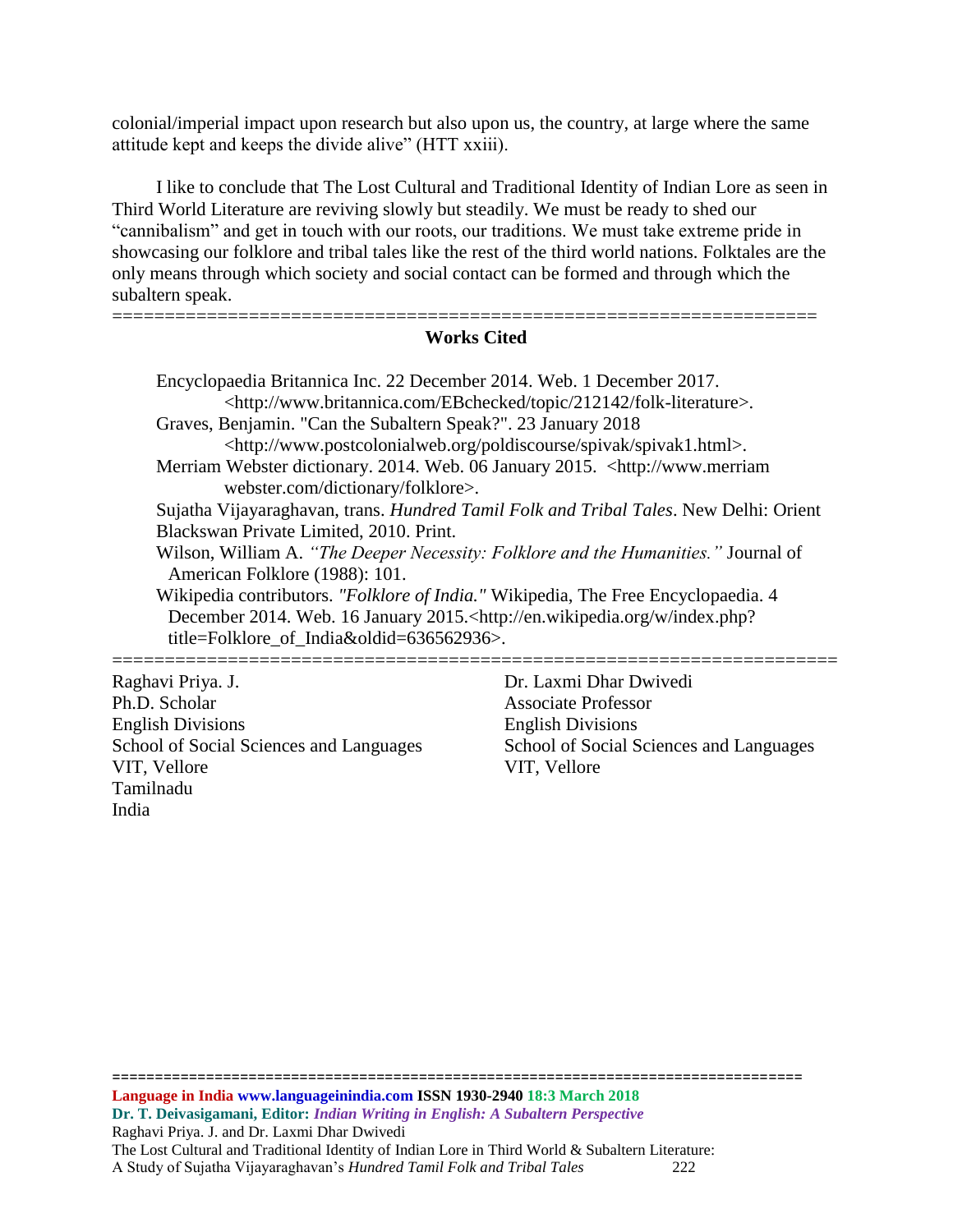colonial/imperial impact upon research but also upon us, the country, at large where the same attitude kept and keeps the divide alive" (HTT xxiii).

I like to conclude that The Lost Cultural and Traditional Identity of Indian Lore as seen in Third World Literature are reviving slowly but steadily. We must be ready to shed our "cannibalism" and get in touch with our roots, our traditions. We must take extreme pride in showcasing our folklore and tribal tales like the rest of the third world nations. Folktales are the only means through which society and social contact can be formed and through which the subaltern speak.

---

## Works Cited

Encyclopaedia Britannica Inc. 22 December 2014. Web. 1 December 2017. <http://www.britannica.com/EBchecked/topic/212142/folk-literature>.

Graves, Benjamin. "Can the Subaltern Speak?". 23 January 2018 <http://www.postcolonialweb.org/poldiscourse/spivak/spivak1.html>.

Merriam Webster dictionary. 2014. Web. 06 January 2015. <http://www.merriam webster.com/dictionary/folklore>.

Sujatha Vijayaraghavan, trans. *Hundred Tamil Folk and Tribal Tales*. New Delhi: Orient Blackswan Private Limited, 2010. Print.

Wilson, William A. *"The Deeper Necessity: Folklore and the Humanities."* Journal of American Folklore (1988): 101.

Wikipedia contributors. *"Folklore of India."* Wikipedia, The Free Encyclopaedia. 4 December 2014. Web. 16 January 2015.<http://en.wikipedia.org/w/index.php?title=Folklore_of_India&oldid=636562936>.

---

Raghavi Priya. J.
Ph.D. Scholar
English Divisions
School of Social Sciences and Languages
VIT, Vellore
Tamilnadu
India

Dr. Laxmi Dhar Dwivedi
Associate Professor
English Divisions
School of Social Sciences and Languages
VIT, Vellore